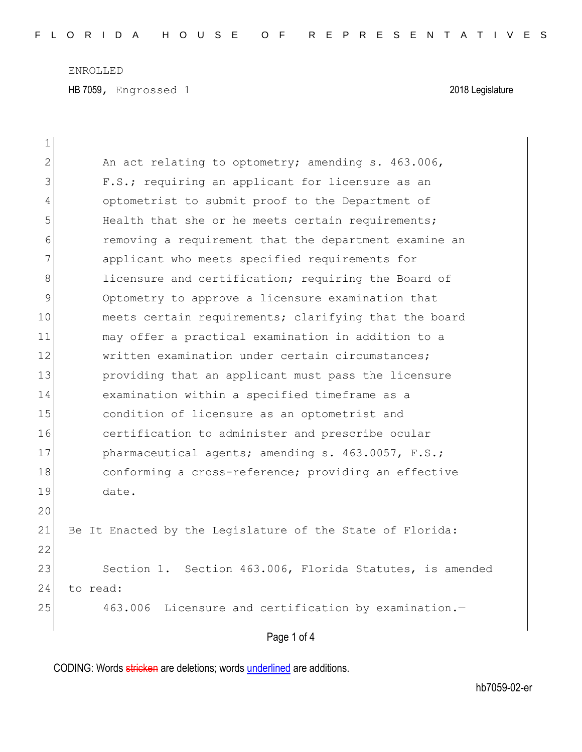ENROLLED

HB 7059, Engrossed 1 2018 Legislature

An act relating to optometry; amending s. 463.006, F.S.; requiring an applicant for licensure as an optometrist to submit proof to the Department of Health that she or he meets certain requirements; removing a requirement that the department examine an applicant who meets specified requirements for licensure and certification; requiring the Board of Optometry to approve a licensure examination that meets certain requirements; clarifying that the board may offer a practical examination in addition to a written examination under certain circumstances; providing that an applicant must pass the licensure examination within a specified timeframe as a condition of licensure as an optometrist and certification to administer and prescribe ocular pharmaceutical agents; amending s. 463.0057, F.S.; conforming a cross-reference; providing an effective date.

Be It Enacted by the Legislature of the State of Florida:

Section 1. Section 463.006, Florida Statutes, is amended to read:

463.006 Licensure and certification by examination.—

CODING: Words stricken are deletions; words underlined are additions.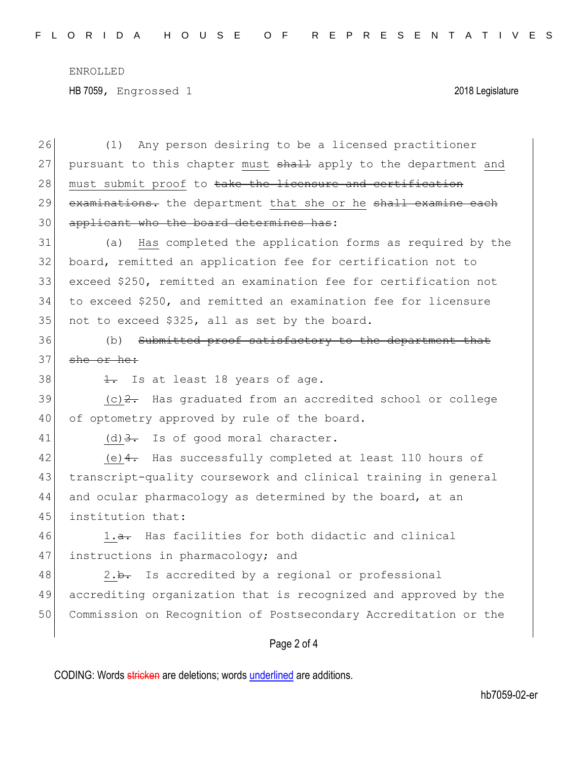(1) Any person desiring to be a licensed practitioner pursuant to this chapter <u>must</u> ~~shall~~ apply to the department <u>and must submit proof</u> to ~~take the licensure and certification examinations.~~ the department <u>that she or he</u> ~~shall examine each applicant who the board determines has~~:

(a) <u>Has</u> completed the application forms as required by the board, remitted an application fee for certification not to exceed $250, remitted an examination fee for certification not to exceed $250, and remitted an examination fee for licensure not to exceed $325, all as set by the board.

(b) ~~Submitted proof satisfactory to the department that she or he:~~

~~1.~~ Is at least 18 years of age.

<u>(c)</u>~~2.~~ Has graduated from an accredited school or college of optometry approved by rule of the board.

<u>(d)</u>~~3.~~ Is of good moral character.

<u>(e)</u>~~4.~~ Has successfully completed at least 110 hours of transcript-quality coursework and clinical training in general and ocular pharmacology as determined by the board, at an institution that:

<u>1.</u>~~a.~~ Has facilities for both didactic and clinical instructions in pharmacology; and

<u>2.</u>~~b.~~ Is accredited by a regional or professional accrediting organization that is recognized and approved by the Commission on Recognition of Postsecondary Accreditation or the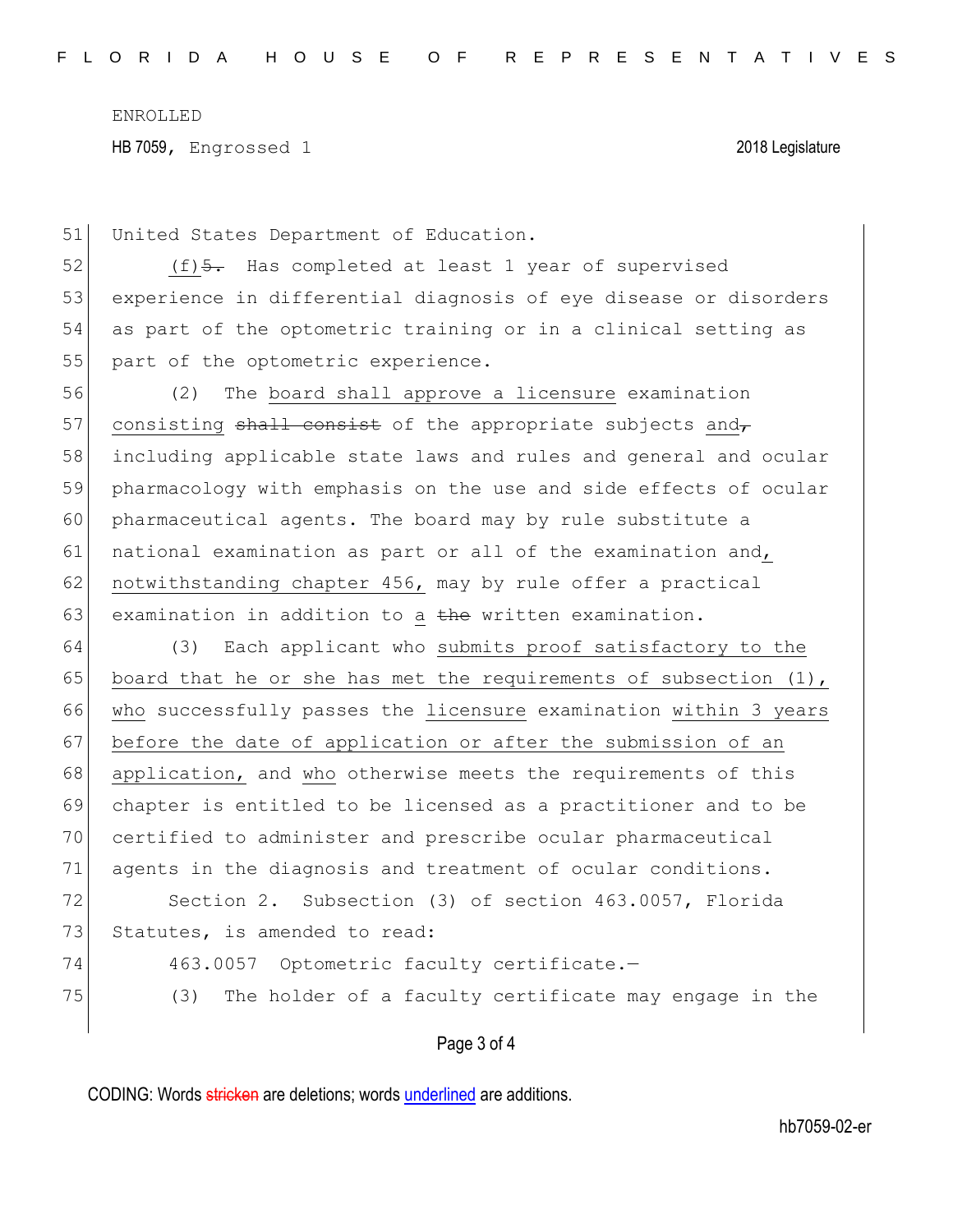United States Department of Education.

(f)~~5.~~ Has completed at least 1 year of supervised experience in differential diagnosis of eye disease or disorders as part of the optometric training or in a clinical setting as part of the optometric experience.

(2) The board shall approve a licensure examination consisting ~~shall consist~~ of the appropriate subjects and~~,~~ including applicable state laws and rules and general and ocular pharmacology with emphasis on the use and side effects of ocular pharmaceutical agents. The board may by rule substitute a national examination as part or all of the examination and, notwithstanding chapter 456, may by rule offer a practical examination in addition to a ~~the~~ written examination.

(3) Each applicant who submits proof satisfactory to the board that he or she has met the requirements of subsection (1), who successfully passes the licensure examination within 3 years before the date of application or after the submission of an application, and who otherwise meets the requirements of this chapter is entitled to be licensed as a practitioner and to be certified to administer and prescribe ocular pharmaceutical agents in the diagnosis and treatment of ocular conditions.

Section 2. Subsection (3) of section 463.0057, Florida Statutes, is amended to read:

463.0057 Optometric faculty certificate.—

(3) The holder of a faculty certificate may engage in the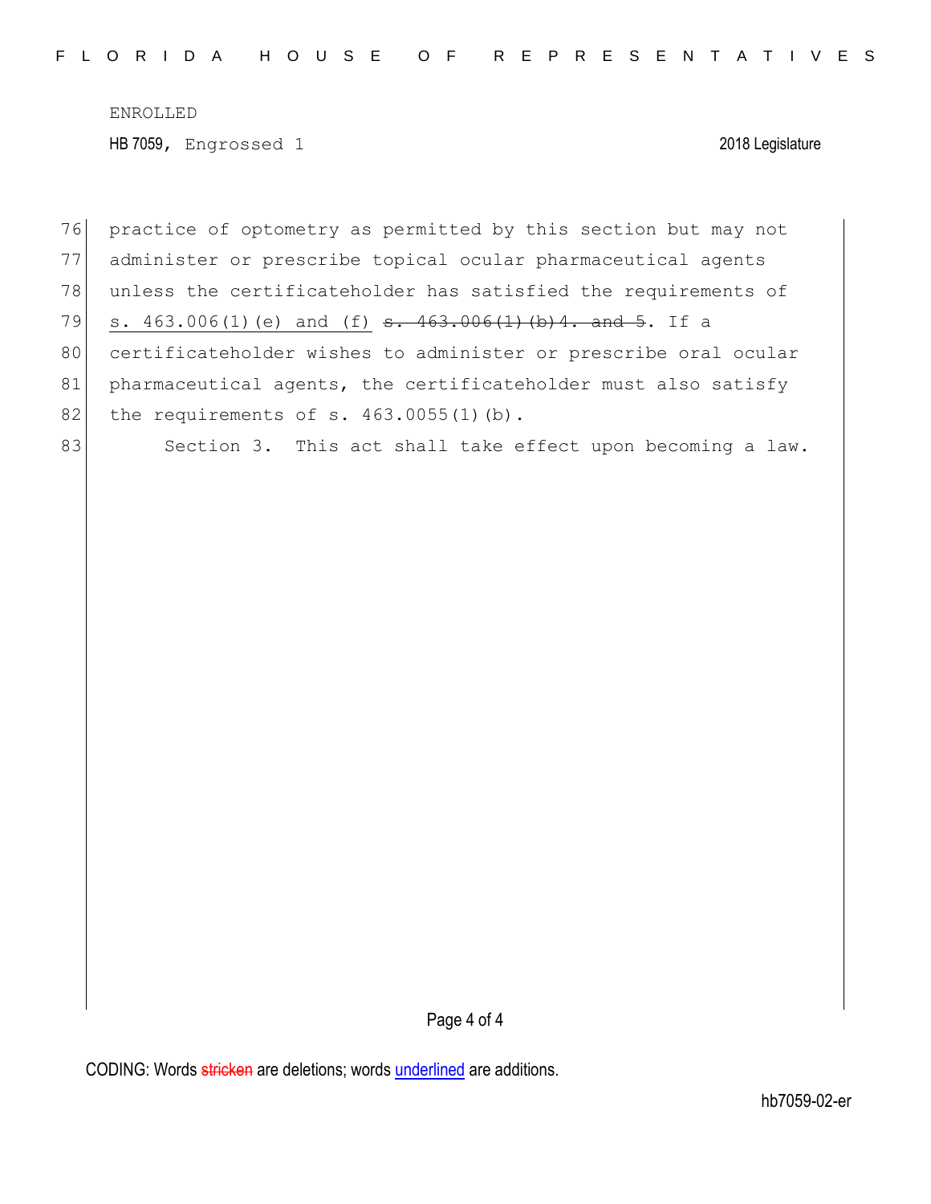ENROLLED

HB 7059, Engrossed 1 2018 Legislature

76 practice of optometry as permitted by this section but may not
77 administer or prescribe topical ocular pharmaceutical agents
78 unless the certificateholder has satisfied the requirements of
79 s. 463.006(1)(e) and (f) ~~s. 463.006(1)(b)4. and 5~~. If a
80 certificateholder wishes to administer or prescribe oral ocular
81 pharmaceutical agents, the certificateholder must also satisfy
82 the requirements of s. 463.0055(1)(b).
83 Section 3. This act shall take effect upon becoming a law.

CODING: Words ~~stricken~~ are deletions; words underlined are additions.

hb7059-02-er